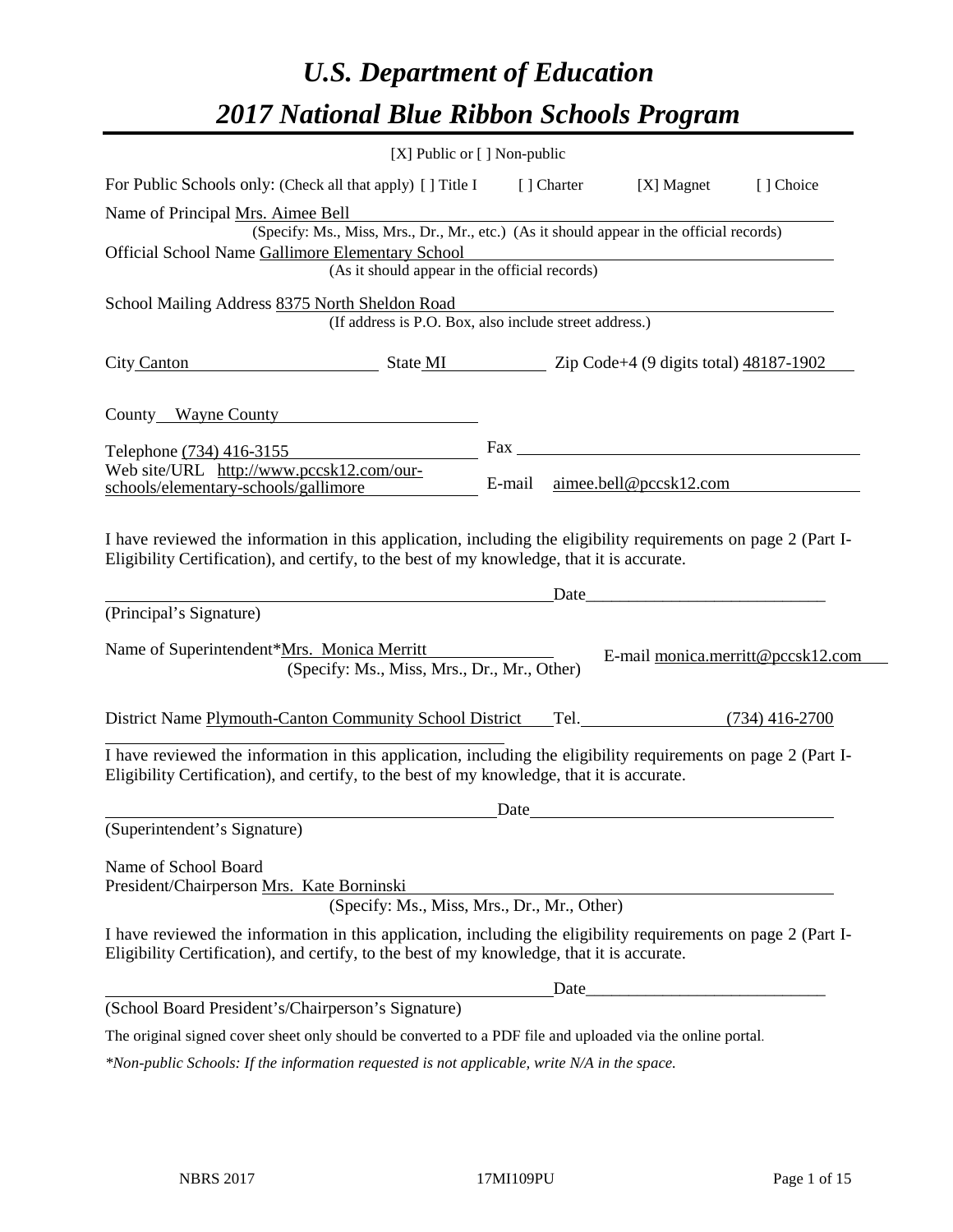# *U.S. Department of Education*

# *2017 National Blue Ribbon Schools Program*

[X] Public or [ ] Non-public

For Public Schools only: (Check all that apply) [ ] Title I [ ] Charter [X] Magnet [ ] Choice

Name of Principal Mrs. Aimee Bell

(Specify: Ms., Miss, Mrs., Dr., Mr., etc.) (As it should appear in the official records)

Official School Name Gallimore Elementary School

(As it should appear in the official records)

School Mailing Address 8375 North Sheldon Road

(If address is P.O. Box, also include street address.)

City Canton State MI Zip Code+4 (9 digits total) 48187-1902

County Wayne County

Telephone (734) 416-3155 Fax

Web site/URL http://www.pccsk12.com/our-schools/elementary-schools/gallimore E-mail aimee.bell@pccsk12.com

I have reviewed the information in this application, including the eligibility requirements on page 2 (Part I-Eligibility Certification), and certify, to the best of my knowledge, that it is accurate.

Date\_\_\_\_\_\_\_\_\_\_\_\_\_\_\_\_\_\_\_\_\_\_\_\_\_\_\_\_

(Principal's Signature)

Name of Superintendent*Mrs. Monica Merritt E-mail monica.merritt@pccsk12.com

(Specify: Ms., Miss, Mrs., Dr., Mr., Other)

District Name Plymouth-Canton Community School District Tel. (734) 416-2700

I have reviewed the information in this application, including the eligibility requirements on page 2 (Part I-Eligibility Certification), and certify, to the best of my knowledge, that it is accurate.

Date

(Superintendent's Signature)

Name of School Board
President/Chairperson Mrs. Kate Borninski

(Specify: Ms., Miss, Mrs., Dr., Mr., Other)

I have reviewed the information in this application, including the eligibility requirements on page 2 (Part I-Eligibility Certification), and certify, to the best of my knowledge, that it is accurate.

Date\_\_\_\_\_\_\_\_\_\_\_\_\_\_\_\_\_\_\_\_\_\_\_\_\_\_\_\_

(School Board President's/Chairperson's Signature)

The original signed cover sheet only should be converted to a PDF file and uploaded via the online portal.

*\*Non-public Schools: If the information requested is not applicable, write N/A in the space.*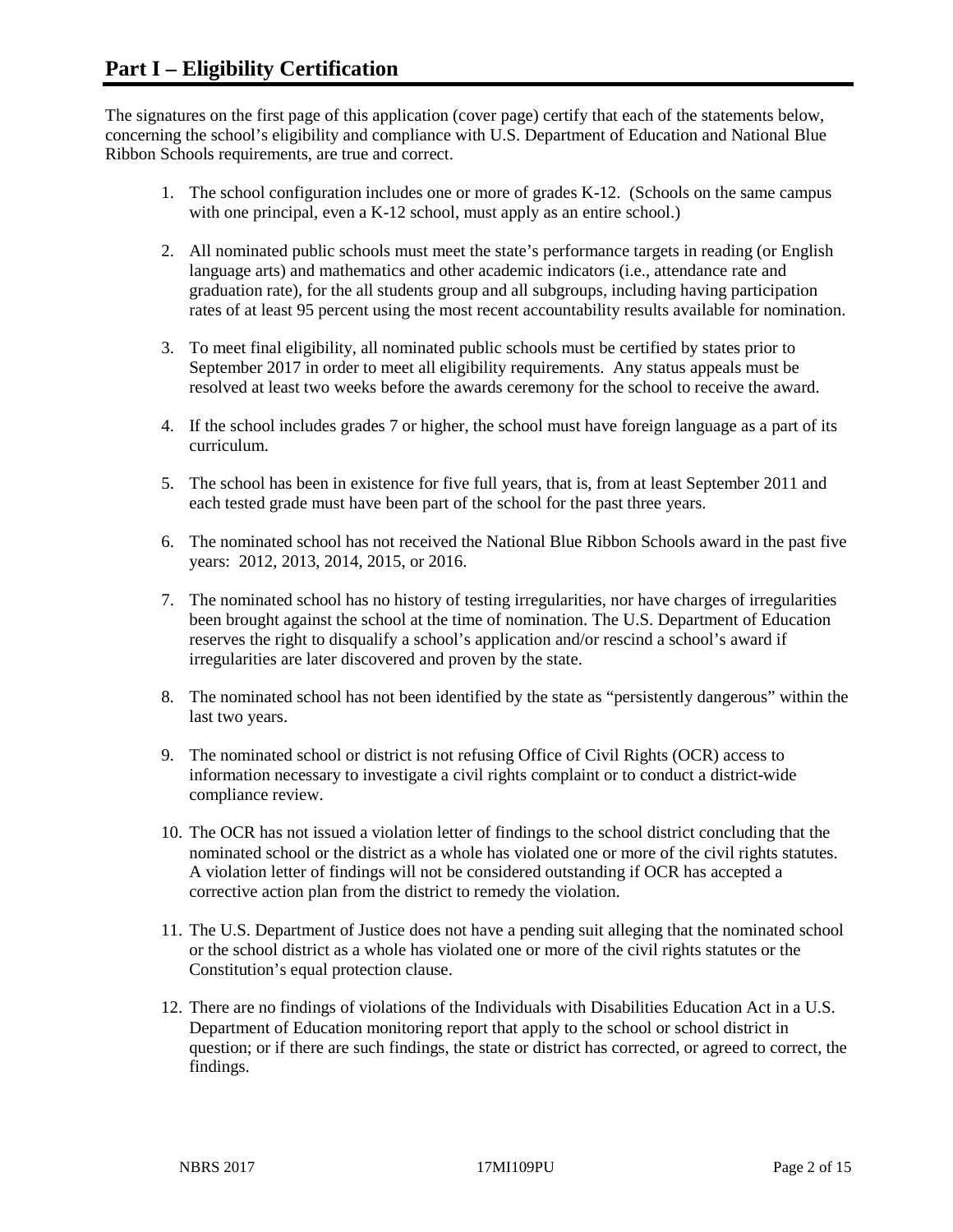## Part I – Eligibility Certification

The signatures on the first page of this application (cover page) certify that each of the statements below, concerning the school's eligibility and compliance with U.S. Department of Education and National Blue Ribbon Schools requirements, are true and correct.

1. The school configuration includes one or more of grades K-12. (Schools on the same campus with one principal, even a K-12 school, must apply as an entire school.)

2. All nominated public schools must meet the state's performance targets in reading (or English language arts) and mathematics and other academic indicators (i.e., attendance rate and graduation rate), for the all students group and all subgroups, including having participation rates of at least 95 percent using the most recent accountability results available for nomination.

3. To meet final eligibility, all nominated public schools must be certified by states prior to September 2017 in order to meet all eligibility requirements. Any status appeals must be resolved at least two weeks before the awards ceremony for the school to receive the award.

4. If the school includes grades 7 or higher, the school must have foreign language as a part of its curriculum.

5. The school has been in existence for five full years, that is, from at least September 2011 and each tested grade must have been part of the school for the past three years.

6. The nominated school has not received the National Blue Ribbon Schools award in the past five years: 2012, 2013, 2014, 2015, or 2016.

7. The nominated school has no history of testing irregularities, nor have charges of irregularities been brought against the school at the time of nomination. The U.S. Department of Education reserves the right to disqualify a school's application and/or rescind a school's award if irregularities are later discovered and proven by the state.

8. The nominated school has not been identified by the state as "persistently dangerous" within the last two years.

9. The nominated school or district is not refusing Office of Civil Rights (OCR) access to information necessary to investigate a civil rights complaint or to conduct a district-wide compliance review.

10. The OCR has not issued a violation letter of findings to the school district concluding that the nominated school or the district as a whole has violated one or more of the civil rights statutes. A violation letter of findings will not be considered outstanding if OCR has accepted a corrective action plan from the district to remedy the violation.

11. The U.S. Department of Justice does not have a pending suit alleging that the nominated school or the school district as a whole has violated one or more of the civil rights statutes or the Constitution's equal protection clause.

12. There are no findings of violations of the Individuals with Disabilities Education Act in a U.S. Department of Education monitoring report that apply to the school or school district in question; or if there are such findings, the state or district has corrected, or agreed to correct, the findings.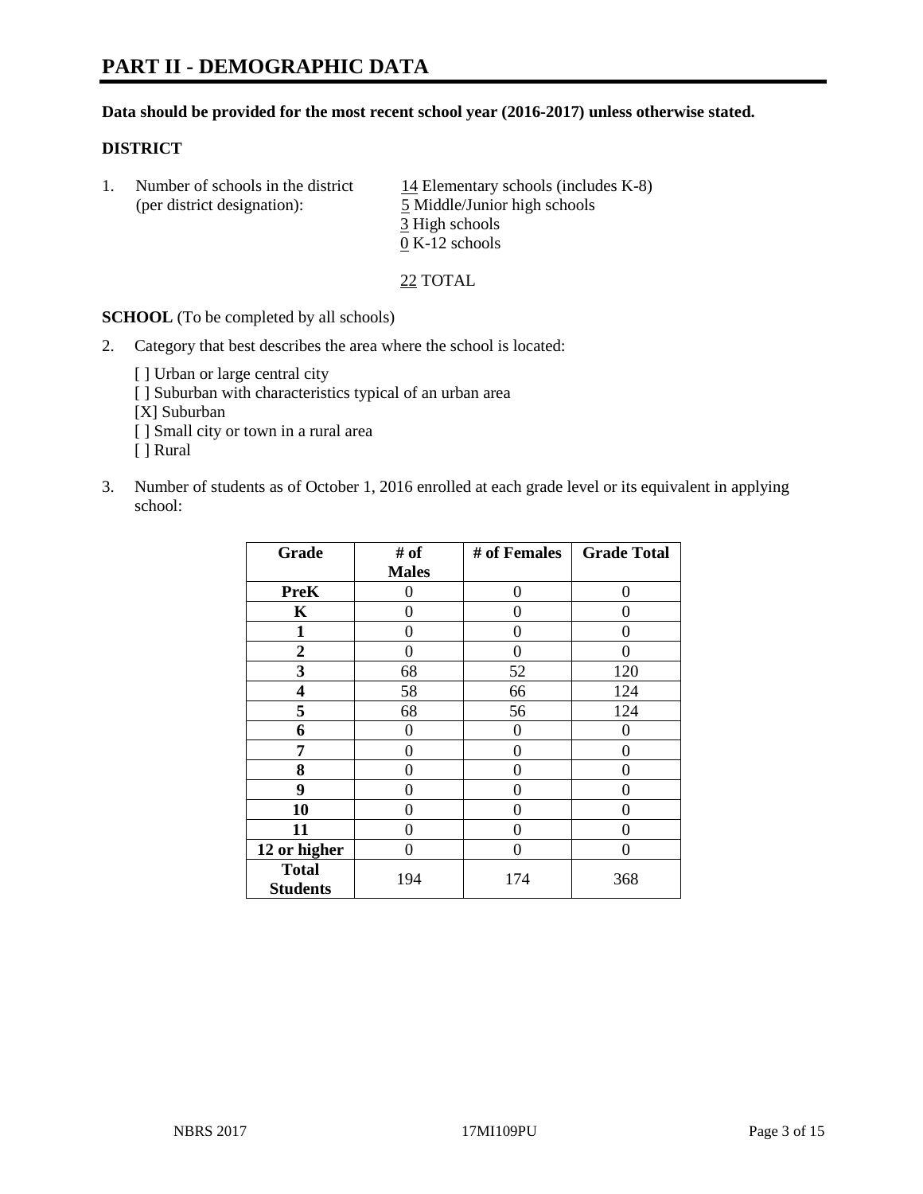# PART II - DEMOGRAPHIC DATA

**Data should be provided for the most recent school year (2016-2017) unless otherwise stated.**

**DISTRICT**

1. Number of schools in the district (per district designation):
   14 Elementary schools (includes K-8)
   5 Middle/Junior high schools
   3 High schools
   0 K-12 schools

   22 TOTAL

**SCHOOL** (To be completed by all schools)

2. Category that best describes the area where the school is located:

   [ ] Urban or large central city
   [ ] Suburban with characteristics typical of an urban area
   [X] Suburban
   [ ] Small city or town in a rural area
   [ ] Rural

3. Number of students as of October 1, 2016 enrolled at each grade level or its equivalent in applying school:

| Grade | # of Males | # of Females | Grade Total |
|---|---|---|---|
| **PreK** | 0 | 0 | 0 |
| **K** | 0 | 0 | 0 |
| **1** | 0 | 0 | 0 |
| **2** | 0 | 0 | 0 |
| **3** | 68 | 52 | 120 |
| **4** | 58 | 66 | 124 |
| **5** | 68 | 56 | 124 |
| **6** | 0 | 0 | 0 |
| **7** | 0 | 0 | 0 |
| **8** | 0 | 0 | 0 |
| **9** | 0 | 0 | 0 |
| **10** | 0 | 0 | 0 |
| **11** | 0 | 0 | 0 |
| **12 or higher** | 0 | 0 | 0 |
| **Total Students** | 194 | 174 | 368 |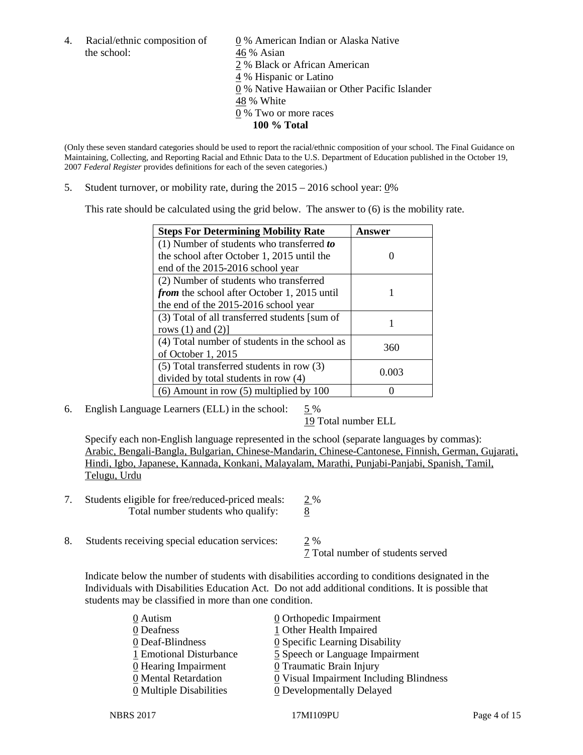4. Racial/ethnic composition of the school:

0 % American Indian or Alaska Native
46 % Asian
2 % Black or African American
4 % Hispanic or Latino
0 % Native Hawaiian or Other Pacific Islander
48 % White
0 % Two or more races
**100 % Total**

(Only these seven standard categories should be used to report the racial/ethnic composition of your school. The Final Guidance on Maintaining, Collecting, and Reporting Racial and Ethnic Data to the U.S. Department of Education published in the October 19, 2007 *Federal Register* provides definitions for each of the seven categories.)

5. Student turnover, or mobility rate, during the 2015 – 2016 school year: 0%

This rate should be calculated using the grid below. The answer to (6) is the mobility rate.

| **Steps For Determining Mobility Rate** | **Answer** |
|---|---|
| (1) Number of students who transferred ***to*** the school after October 1, 2015 until the end of the 2015-2016 school year | 0 |
| (2) Number of students who transferred ***from*** the school after October 1, 2015 until the end of the 2015-2016 school year | 1 |
| (3) Total of all transferred students [sum of rows (1) and (2)] | 1 |
| (4) Total number of students in the school as of October 1, 2015 | 360 |
| (5) Total transferred students in row (3) divided by total students in row (4) | 0.003 |
| (6) Amount in row (5) multiplied by 100 | 0 |

6. English Language Learners (ELL) in the school: 5 %
19 Total number ELL

Specify each non-English language represented in the school (separate languages by commas):
Arabic, Bengali-Bangla, Bulgarian, Chinese-Mandarin, Chinese-Cantonese, Finnish, German, Gujarati, Hindi, Igbo, Japanese, Kannada, Konkani, Malayalam, Marathi, Punjabi-Panjabi, Spanish, Tamil, Telugu, Urdu

7. Students eligible for free/reduced-priced meals: 2 %
Total number students who qualify: 8

8. Students receiving special education services: 2 %
7 Total number of students served

Indicate below the number of students with disabilities according to conditions designated in the Individuals with Disabilities Education Act. Do not add additional conditions. It is possible that students may be classified in more than one condition.

0 Autism
0 Deafness
0 Deaf-Blindness
1 Emotional Disturbance
0 Hearing Impairment
0 Mental Retardation
0 Multiple Disabilities
0 Orthopedic Impairment
1 Other Health Impaired
0 Specific Learning Disability
5 Speech or Language Impairment
0 Traumatic Brain Injury
0 Visual Impairment Including Blindness
0 Developmentally Delayed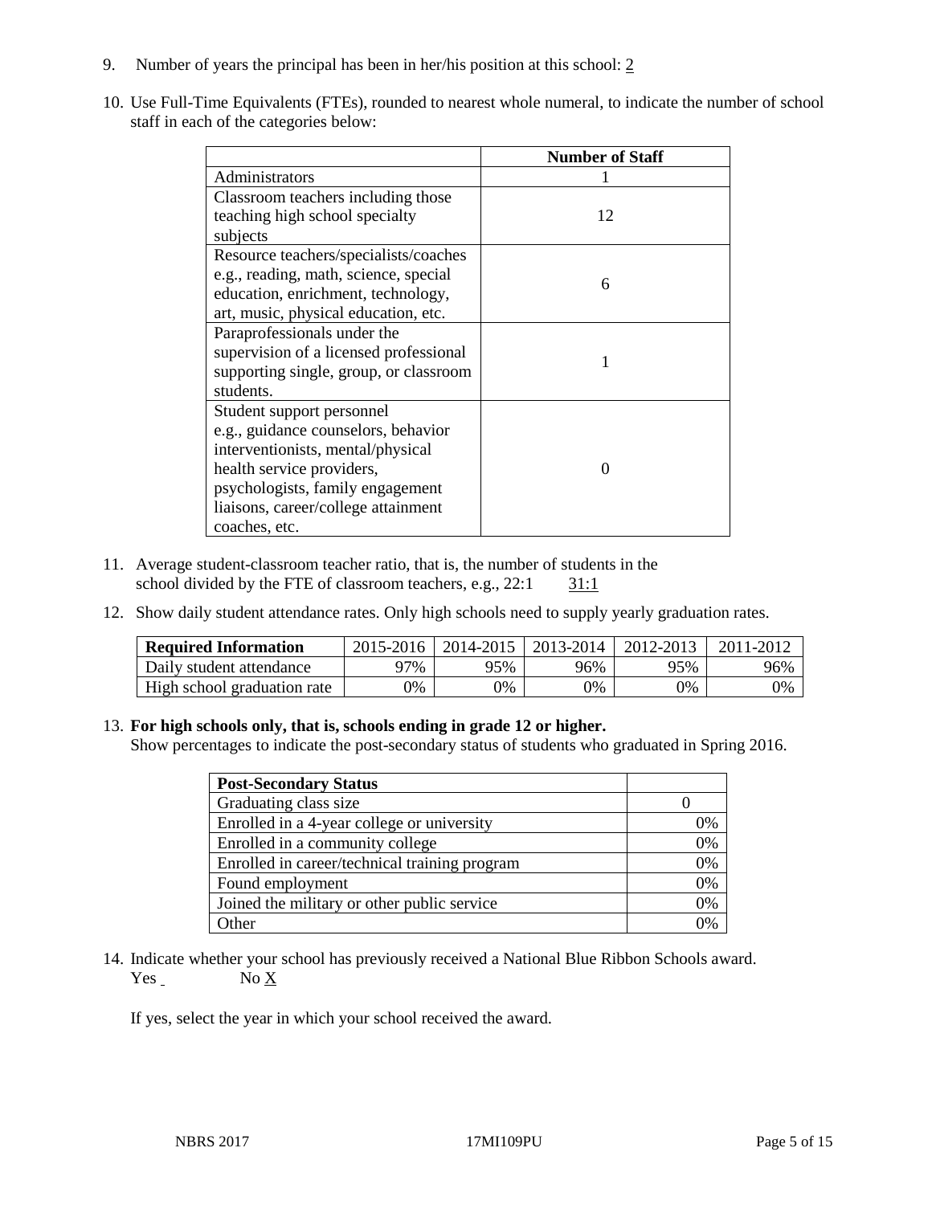9. Number of years the principal has been in her/his position at this school: 2

10. Use Full-Time Equivalents (FTEs), rounded to nearest whole numeral, to indicate the number of school staff in each of the categories below:

| | Number of Staff |
|---|---|
| Administrators | 1 |
| Classroom teachers including those teaching high school specialty subjects | 12 |
| Resource teachers/specialists/coaches e.g., reading, math, science, special education, enrichment, technology, art, music, physical education, etc. | 6 |
| Paraprofessionals under the supervision of a licensed professional supporting single, group, or classroom students. | 1 |
| Student support personnel e.g., guidance counselors, behavior interventionists, mental/physical health service providers, psychologists, family engagement liaisons, career/college attainment coaches, etc. | 0 |

11. Average student-classroom teacher ratio, that is, the number of students in the school divided by the FTE of classroom teachers, e.g., 22:1 31:1

12. Show daily student attendance rates. Only high schools need to supply yearly graduation rates.

| Required Information | 2015-2016 | 2014-2015 | 2013-2014 | 2012-2013 | 2011-2012 |
|---|---|---|---|---|---|
| Daily student attendance | 97% | 95% | 96% | 95% | 96% |
| High school graduation rate | 0% | 0% | 0% | 0% | 0% |

13. **For high schools only, that is, schools ending in grade 12 or higher.**
Show percentages to indicate the post-secondary status of students who graduated in Spring 2016.

| Post-Secondary Status | |
|---|---|
| Graduating class size | 0 |
| Enrolled in a 4-year college or university | 0% |
| Enrolled in a community college | 0% |
| Enrolled in career/technical training program | 0% |
| Found employment | 0% |
| Joined the military or other public service | 0% |
| Other | 0% |

14. Indicate whether your school has previously received a National Blue Ribbon Schools award.
Yes No X

If yes, select the year in which your school received the award.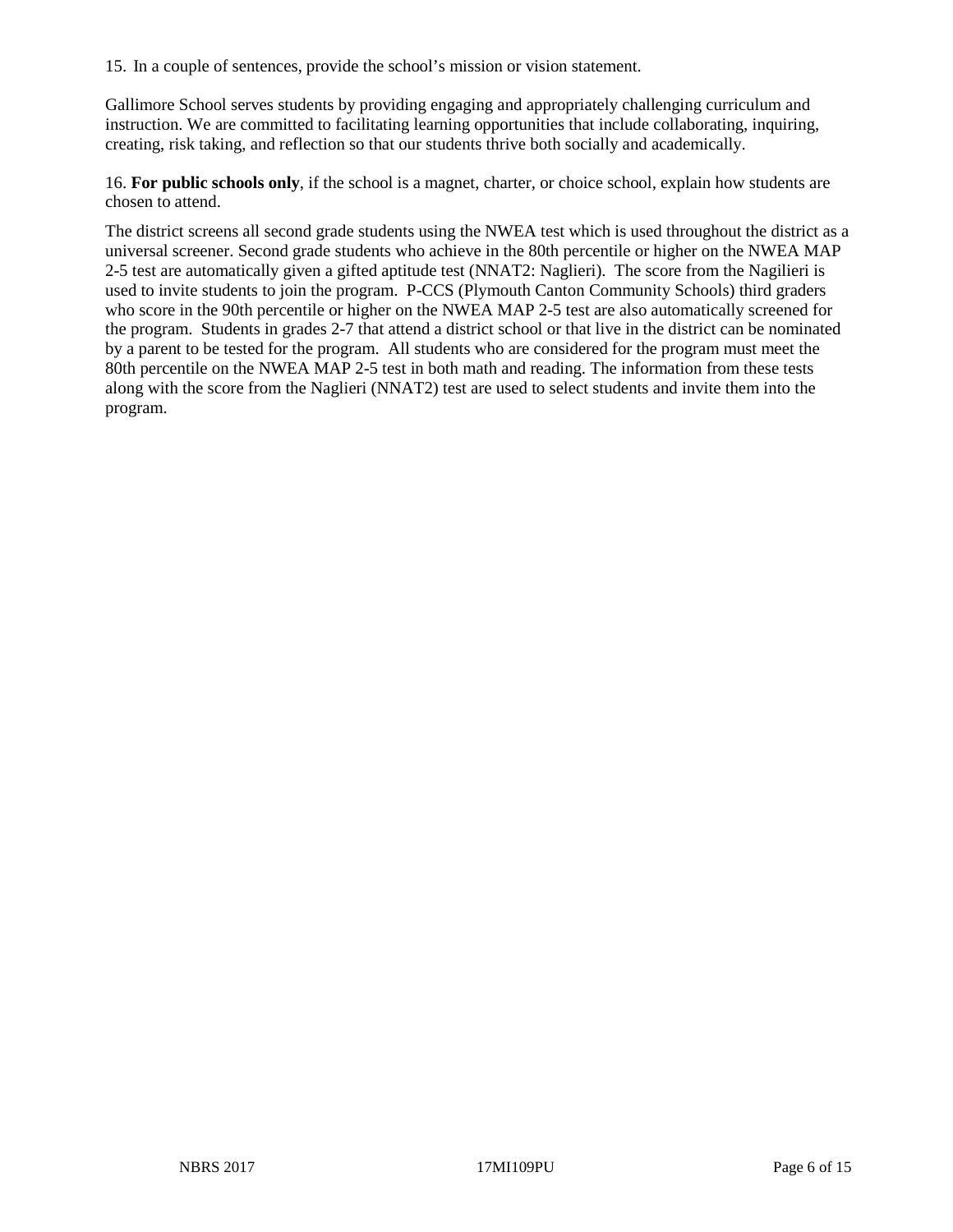15. In a couple of sentences, provide the school's mission or vision statement.

Gallimore School serves students by providing engaging and appropriately challenging curriculum and instruction. We are committed to facilitating learning opportunities that include collaborating, inquiring, creating, risk taking, and reflection so that our students thrive both socially and academically.

16. **For public schools only**, if the school is a magnet, charter, or choice school, explain how students are chosen to attend.

The district screens all second grade students using the NWEA test which is used throughout the district as a universal screener. Second grade students who achieve in the 80th percentile or higher on the NWEA MAP 2-5 test are automatically given a gifted aptitude test (NNAT2: Naglieri). The score from the Nagilieri is used to invite students to join the program. P-CCS (Plymouth Canton Community Schools) third graders who score in the 90th percentile or higher on the NWEA MAP 2-5 test are also automatically screened for the program. Students in grades 2-7 that attend a district school or that live in the district can be nominated by a parent to be tested for the program. All students who are considered for the program must meet the 80th percentile on the NWEA MAP 2-5 test in both math and reading. The information from these tests along with the score from the Naglieri (NNAT2) test are used to select students and invite them into the program.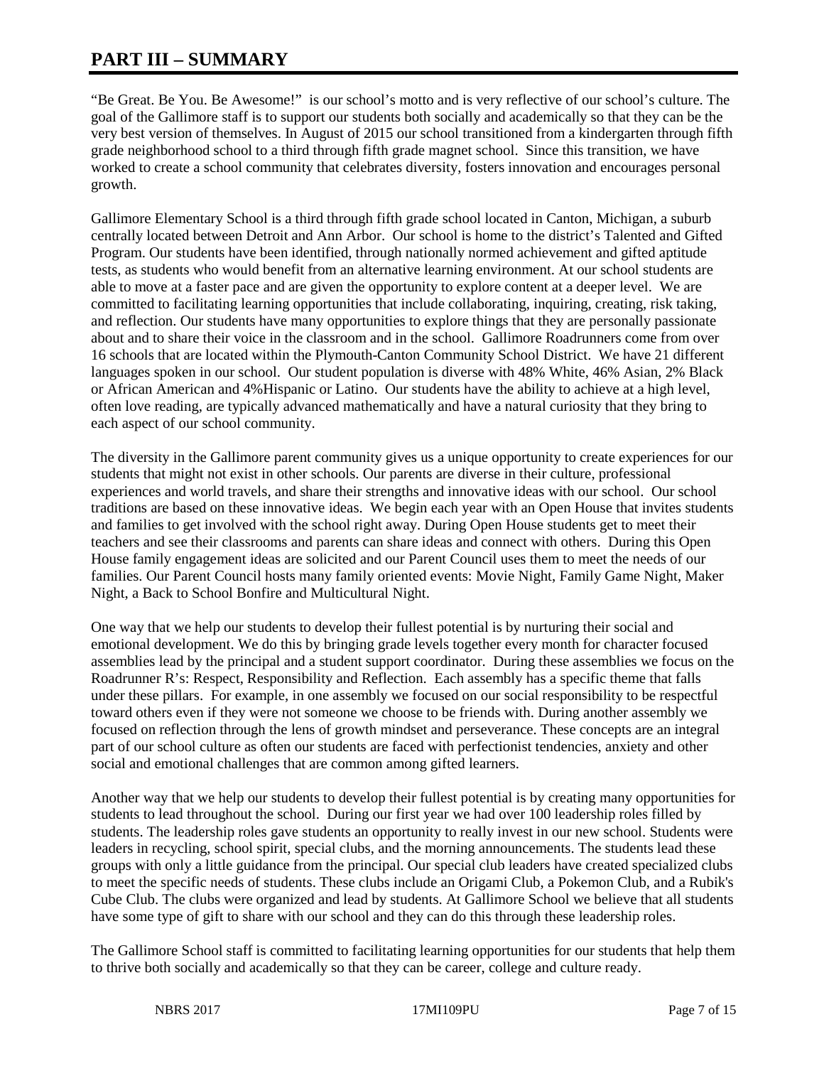# PART III – SUMMARY

"Be Great. Be You. Be Awesome!" is our school's motto and is very reflective of our school's culture. The goal of the Gallimore staff is to support our students both socially and academically so that they can be the very best version of themselves. In August of 2015 our school transitioned from a kindergarten through fifth grade neighborhood school to a third through fifth grade magnet school. Since this transition, we have worked to create a school community that celebrates diversity, fosters innovation and encourages personal growth.

Gallimore Elementary School is a third through fifth grade school located in Canton, Michigan, a suburb centrally located between Detroit and Ann Arbor. Our school is home to the district's Talented and Gifted Program. Our students have been identified, through nationally normed achievement and gifted aptitude tests, as students who would benefit from an alternative learning environment. At our school students are able to move at a faster pace and are given the opportunity to explore content at a deeper level. We are committed to facilitating learning opportunities that include collaborating, inquiring, creating, risk taking, and reflection. Our students have many opportunities to explore things that they are personally passionate about and to share their voice in the classroom and in the school. Gallimore Roadrunners come from over 16 schools that are located within the Plymouth-Canton Community School District. We have 21 different languages spoken in our school. Our student population is diverse with 48% White, 46% Asian, 2% Black or African American and 4%Hispanic or Latino. Our students have the ability to achieve at a high level, often love reading, are typically advanced mathematically and have a natural curiosity that they bring to each aspect of our school community.

The diversity in the Gallimore parent community gives us a unique opportunity to create experiences for our students that might not exist in other schools. Our parents are diverse in their culture, professional experiences and world travels, and share their strengths and innovative ideas with our school. Our school traditions are based on these innovative ideas. We begin each year with an Open House that invites students and families to get involved with the school right away. During Open House students get to meet their teachers and see their classrooms and parents can share ideas and connect with others. During this Open House family engagement ideas are solicited and our Parent Council uses them to meet the needs of our families. Our Parent Council hosts many family oriented events: Movie Night, Family Game Night, Maker Night, a Back to School Bonfire and Multicultural Night.

One way that we help our students to develop their fullest potential is by nurturing their social and emotional development. We do this by bringing grade levels together every month for character focused assemblies lead by the principal and a student support coordinator. During these assemblies we focus on the Roadrunner R's: Respect, Responsibility and Reflection. Each assembly has a specific theme that falls under these pillars. For example, in one assembly we focused on our social responsibility to be respectful toward others even if they were not someone we choose to be friends with. During another assembly we focused on reflection through the lens of growth mindset and perseverance. These concepts are an integral part of our school culture as often our students are faced with perfectionist tendencies, anxiety and other social and emotional challenges that are common among gifted learners.

Another way that we help our students to develop their fullest potential is by creating many opportunities for students to lead throughout the school. During our first year we had over 100 leadership roles filled by students. The leadership roles gave students an opportunity to really invest in our new school. Students were leaders in recycling, school spirit, special clubs, and the morning announcements. The students lead these groups with only a little guidance from the principal. Our special club leaders have created specialized clubs to meet the specific needs of students. These clubs include an Origami Club, a Pokemon Club, and a Rubik's Cube Club. The clubs were organized and lead by students. At Gallimore School we believe that all students have some type of gift to share with our school and they can do this through these leadership roles.

The Gallimore School staff is committed to facilitating learning opportunities for our students that help them to thrive both socially and academically so that they can be career, college and culture ready.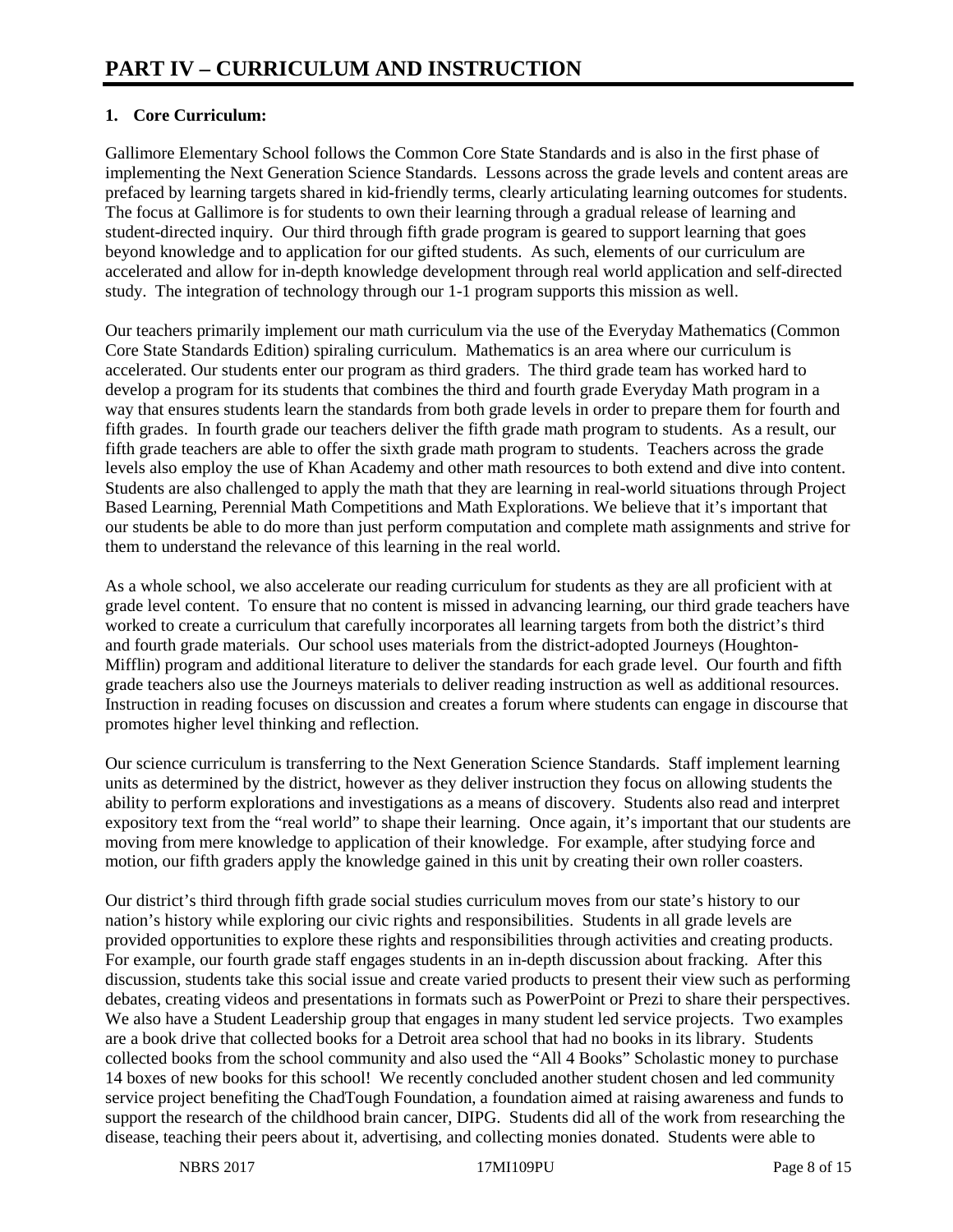# PART IV – CURRICULUM AND INSTRUCTION

## 1. Core Curriculum:

Gallimore Elementary School follows the Common Core State Standards and is also in the first phase of implementing the Next Generation Science Standards. Lessons across the grade levels and content areas are prefaced by learning targets shared in kid-friendly terms, clearly articulating learning outcomes for students. The focus at Gallimore is for students to own their learning through a gradual release of learning and student-directed inquiry. Our third through fifth grade program is geared to support learning that goes beyond knowledge and to application for our gifted students. As such, elements of our curriculum are accelerated and allow for in-depth knowledge development through real world application and self-directed study. The integration of technology through our 1-1 program supports this mission as well.

Our teachers primarily implement our math curriculum via the use of the Everyday Mathematics (Common Core State Standards Edition) spiraling curriculum. Mathematics is an area where our curriculum is accelerated. Our students enter our program as third graders. The third grade team has worked hard to develop a program for its students that combines the third and fourth grade Everyday Math program in a way that ensures students learn the standards from both grade levels in order to prepare them for fourth and fifth grades. In fourth grade our teachers deliver the fifth grade math program to students. As a result, our fifth grade teachers are able to offer the sixth grade math program to students. Teachers across the grade levels also employ the use of Khan Academy and other math resources to both extend and dive into content. Students are also challenged to apply the math that they are learning in real-world situations through Project Based Learning, Perennial Math Competitions and Math Explorations. We believe that it's important that our students be able to do more than just perform computation and complete math assignments and strive for them to understand the relevance of this learning in the real world.

As a whole school, we also accelerate our reading curriculum for students as they are all proficient with at grade level content. To ensure that no content is missed in advancing learning, our third grade teachers have worked to create a curriculum that carefully incorporates all learning targets from both the district's third and fourth grade materials. Our school uses materials from the district-adopted Journeys (Houghton-Mifflin) program and additional literature to deliver the standards for each grade level. Our fourth and fifth grade teachers also use the Journeys materials to deliver reading instruction as well as additional resources. Instruction in reading focuses on discussion and creates a forum where students can engage in discourse that promotes higher level thinking and reflection.

Our science curriculum is transferring to the Next Generation Science Standards. Staff implement learning units as determined by the district, however as they deliver instruction they focus on allowing students the ability to perform explorations and investigations as a means of discovery. Students also read and interpret expository text from the "real world" to shape their learning. Once again, it's important that our students are moving from mere knowledge to application of their knowledge. For example, after studying force and motion, our fifth graders apply the knowledge gained in this unit by creating their own roller coasters.

Our district's third through fifth grade social studies curriculum moves from our state's history to our nation's history while exploring our civic rights and responsibilities. Students in all grade levels are provided opportunities to explore these rights and responsibilities through activities and creating products. For example, our fourth grade staff engages students in an in-depth discussion about fracking. After this discussion, students take this social issue and create varied products to present their view such as performing debates, creating videos and presentations in formats such as PowerPoint or Prezi to share their perspectives. We also have a Student Leadership group that engages in many student led service projects. Two examples are a book drive that collected books for a Detroit area school that had no books in its library. Students collected books from the school community and also used the "All 4 Books" Scholastic money to purchase 14 boxes of new books for this school! We recently concluded another student chosen and led community service project benefiting the ChadTough Foundation, a foundation aimed at raising awareness and funds to support the research of the childhood brain cancer, DIPG. Students did all of the work from researching the disease, teaching their peers about it, advertising, and collecting monies donated. Students were able to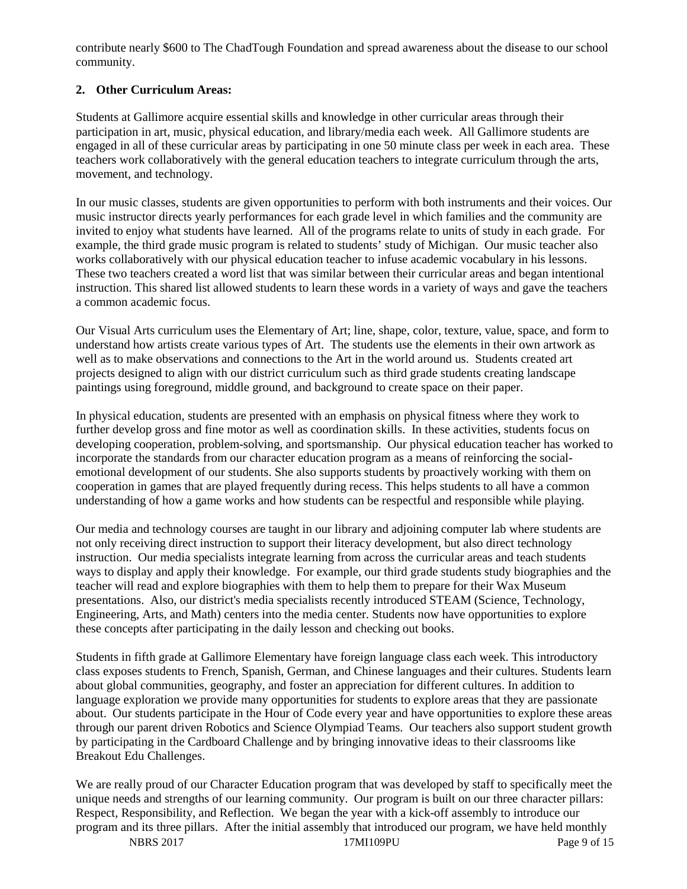contribute nearly $600 to The ChadTough Foundation and spread awareness about the disease to our school community.

**2. Other Curriculum Areas:**

Students at Gallimore acquire essential skills and knowledge in other curricular areas through their participation in art, music, physical education, and library/media each week. All Gallimore students are engaged in all of these curricular areas by participating in one 50 minute class per week in each area. These teachers work collaboratively with the general education teachers to integrate curriculum through the arts, movement, and technology.

In our music classes, students are given opportunities to perform with both instruments and their voices. Our music instructor directs yearly performances for each grade level in which families and the community are invited to enjoy what students have learned. All of the programs relate to units of study in each grade. For example, the third grade music program is related to students' study of Michigan. Our music teacher also works collaboratively with our physical education teacher to infuse academic vocabulary in his lessons. These two teachers created a word list that was similar between their curricular areas and began intentional instruction. This shared list allowed students to learn these words in a variety of ways and gave the teachers a common academic focus.

Our Visual Arts curriculum uses the Elementary of Art; line, shape, color, texture, value, space, and form to understand how artists create various types of Art. The students use the elements in their own artwork as well as to make observations and connections to the Art in the world around us. Students created art projects designed to align with our district curriculum such as third grade students creating landscape paintings using foreground, middle ground, and background to create space on their paper.

In physical education, students are presented with an emphasis on physical fitness where they work to further develop gross and fine motor as well as coordination skills. In these activities, students focus on developing cooperation, problem-solving, and sportsmanship. Our physical education teacher has worked to incorporate the standards from our character education program as a means of reinforcing the social-emotional development of our students. She also supports students by proactively working with them on cooperation in games that are played frequently during recess. This helps students to all have a common understanding of how a game works and how students can be respectful and responsible while playing.

Our media and technology courses are taught in our library and adjoining computer lab where students are not only receiving direct instruction to support their literacy development, but also direct technology instruction. Our media specialists integrate learning from across the curricular areas and teach students ways to display and apply their knowledge. For example, our third grade students study biographies and the teacher will read and explore biographies with them to help them to prepare for their Wax Museum presentations. Also, our district's media specialists recently introduced STEAM (Science, Technology, Engineering, Arts, and Math) centers into the media center. Students now have opportunities to explore these concepts after participating in the daily lesson and checking out books.

Students in fifth grade at Gallimore Elementary have foreign language class each week. This introductory class exposes students to French, Spanish, German, and Chinese languages and their cultures. Students learn about global communities, geography, and foster an appreciation for different cultures. In addition to language exploration we provide many opportunities for students to explore areas that they are passionate about. Our students participate in the Hour of Code every year and have opportunities to explore these areas through our parent driven Robotics and Science Olympiad Teams. Our teachers also support student growth by participating in the Cardboard Challenge and by bringing innovative ideas to their classrooms like Breakout Edu Challenges.

We are really proud of our Character Education program that was developed by staff to specifically meet the unique needs and strengths of our learning community. Our program is built on our three character pillars: Respect, Responsibility, and Reflection. We began the year with a kick-off assembly to introduce our program and its three pillars. After the initial assembly that introduced our program, we have held monthly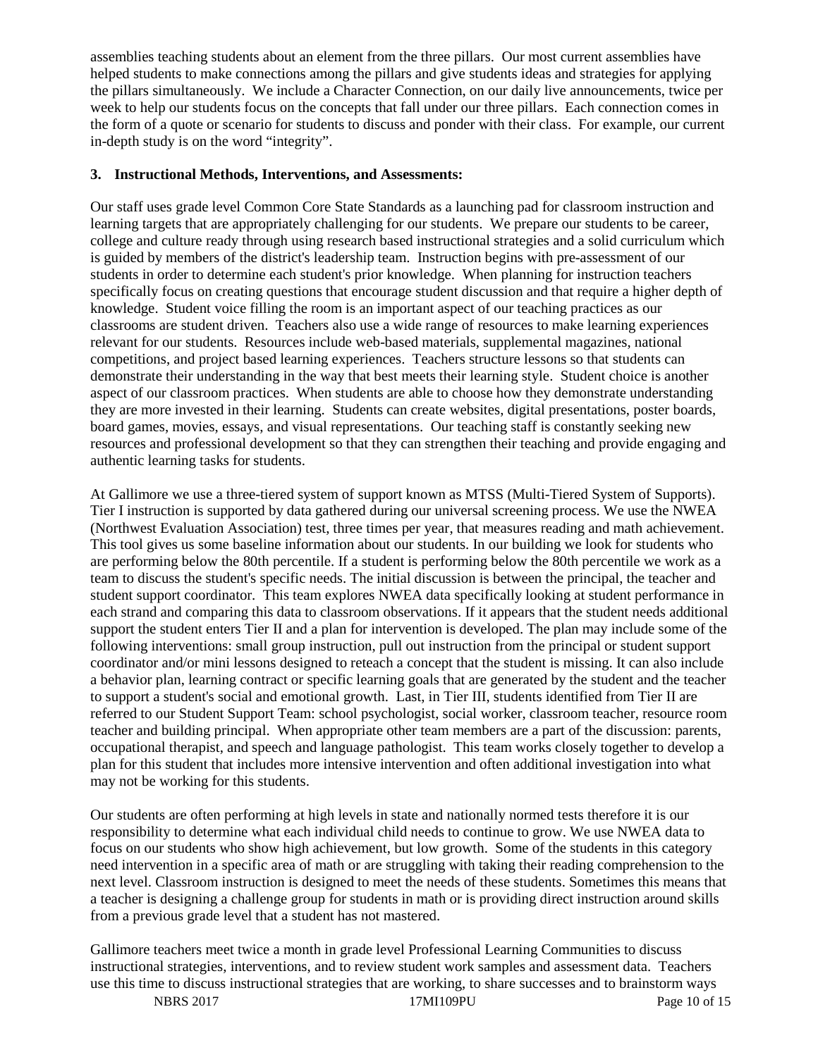assemblies teaching students about an element from the three pillars. Our most current assemblies have helped students to make connections among the pillars and give students ideas and strategies for applying the pillars simultaneously. We include a Character Connection, on our daily live announcements, twice per week to help our students focus on the concepts that fall under our three pillars. Each connection comes in the form of a quote or scenario for students to discuss and ponder with their class. For example, our current in-depth study is on the word "integrity".

**3. Instructional Methods, Interventions, and Assessments:**

Our staff uses grade level Common Core State Standards as a launching pad for classroom instruction and learning targets that are appropriately challenging for our students. We prepare our students to be career, college and culture ready through using research based instructional strategies and a solid curriculum which is guided by members of the district's leadership team. Instruction begins with pre-assessment of our students in order to determine each student's prior knowledge. When planning for instruction teachers specifically focus on creating questions that encourage student discussion and that require a higher depth of knowledge. Student voice filling the room is an important aspect of our teaching practices as our classrooms are student driven. Teachers also use a wide range of resources to make learning experiences relevant for our students. Resources include web-based materials, supplemental magazines, national competitions, and project based learning experiences. Teachers structure lessons so that students can demonstrate their understanding in the way that best meets their learning style. Student choice is another aspect of our classroom practices. When students are able to choose how they demonstrate understanding they are more invested in their learning. Students can create websites, digital presentations, poster boards, board games, movies, essays, and visual representations. Our teaching staff is constantly seeking new resources and professional development so that they can strengthen their teaching and provide engaging and authentic learning tasks for students.

At Gallimore we use a three-tiered system of support known as MTSS (Multi-Tiered System of Supports). Tier I instruction is supported by data gathered during our universal screening process. We use the NWEA (Northwest Evaluation Association) test, three times per year, that measures reading and math achievement. This tool gives us some baseline information about our students. In our building we look for students who are performing below the 80th percentile. If a student is performing below the 80th percentile we work as a team to discuss the student's specific needs. The initial discussion is between the principal, the teacher and student support coordinator. This team explores NWEA data specifically looking at student performance in each strand and comparing this data to classroom observations. If it appears that the student needs additional support the student enters Tier II and a plan for intervention is developed. The plan may include some of the following interventions: small group instruction, pull out instruction from the principal or student support coordinator and/or mini lessons designed to reteach a concept that the student is missing. It can also include a behavior plan, learning contract or specific learning goals that are generated by the student and the teacher to support a student's social and emotional growth. Last, in Tier III, students identified from Tier II are referred to our Student Support Team: school psychologist, social worker, classroom teacher, resource room teacher and building principal. When appropriate other team members are a part of the discussion: parents, occupational therapist, and speech and language pathologist. This team works closely together to develop a plan for this student that includes more intensive intervention and often additional investigation into what may not be working for this students.

Our students are often performing at high levels in state and nationally normed tests therefore it is our responsibility to determine what each individual child needs to continue to grow. We use NWEA data to focus on our students who show high achievement, but low growth. Some of the students in this category need intervention in a specific area of math or are struggling with taking their reading comprehension to the next level. Classroom instruction is designed to meet the needs of these students. Sometimes this means that a teacher is designing a challenge group for students in math or is providing direct instruction around skills from a previous grade level that a student has not mastered.

Gallimore teachers meet twice a month in grade level Professional Learning Communities to discuss instructional strategies, interventions, and to review student work samples and assessment data. Teachers use this time to discuss instructional strategies that are working, to share successes and to brainstorm ways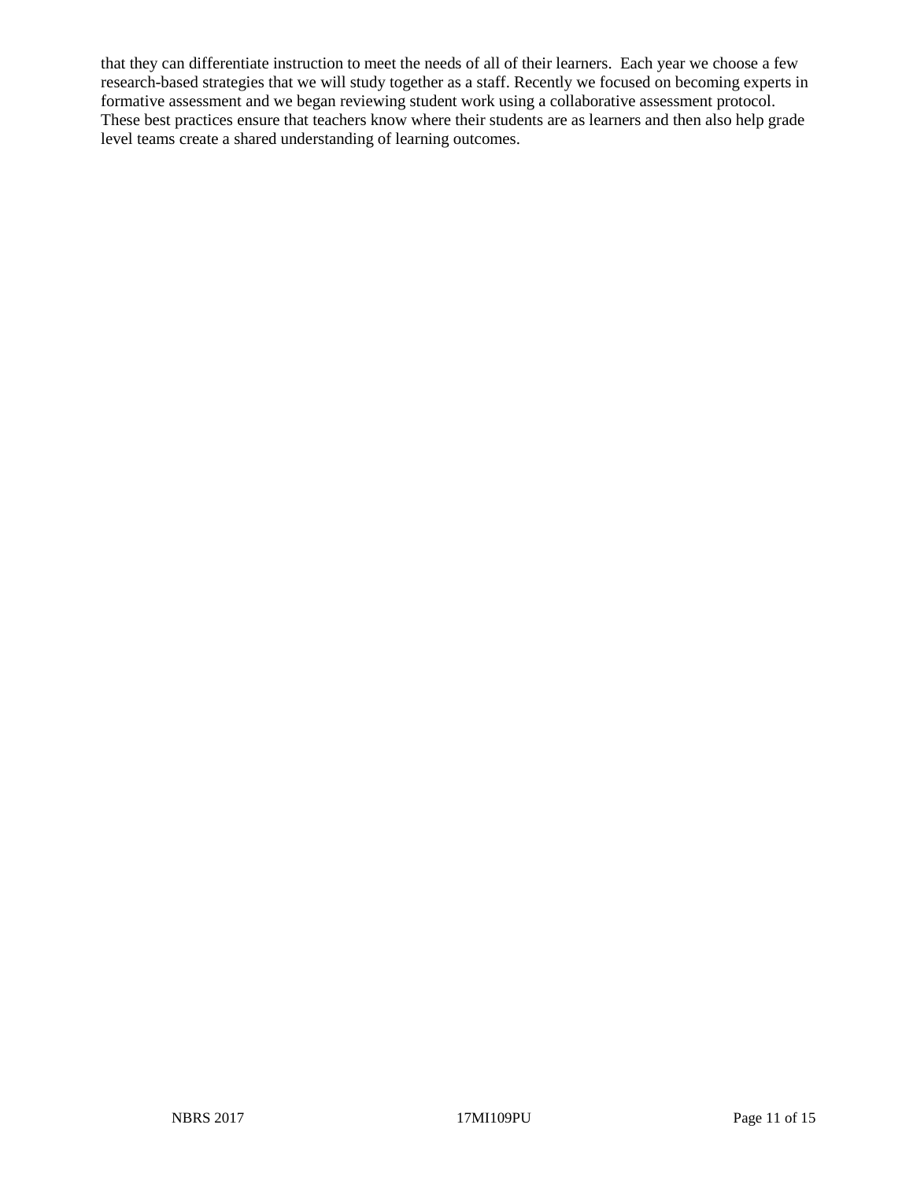that they can differentiate instruction to meet the needs of all of their learners. Each year we choose a few research-based strategies that we will study together as a staff. Recently we focused on becoming experts in formative assessment and we began reviewing student work using a collaborative assessment protocol. These best practices ensure that teachers know where their students are as learners and then also help grade level teams create a shared understanding of learning outcomes.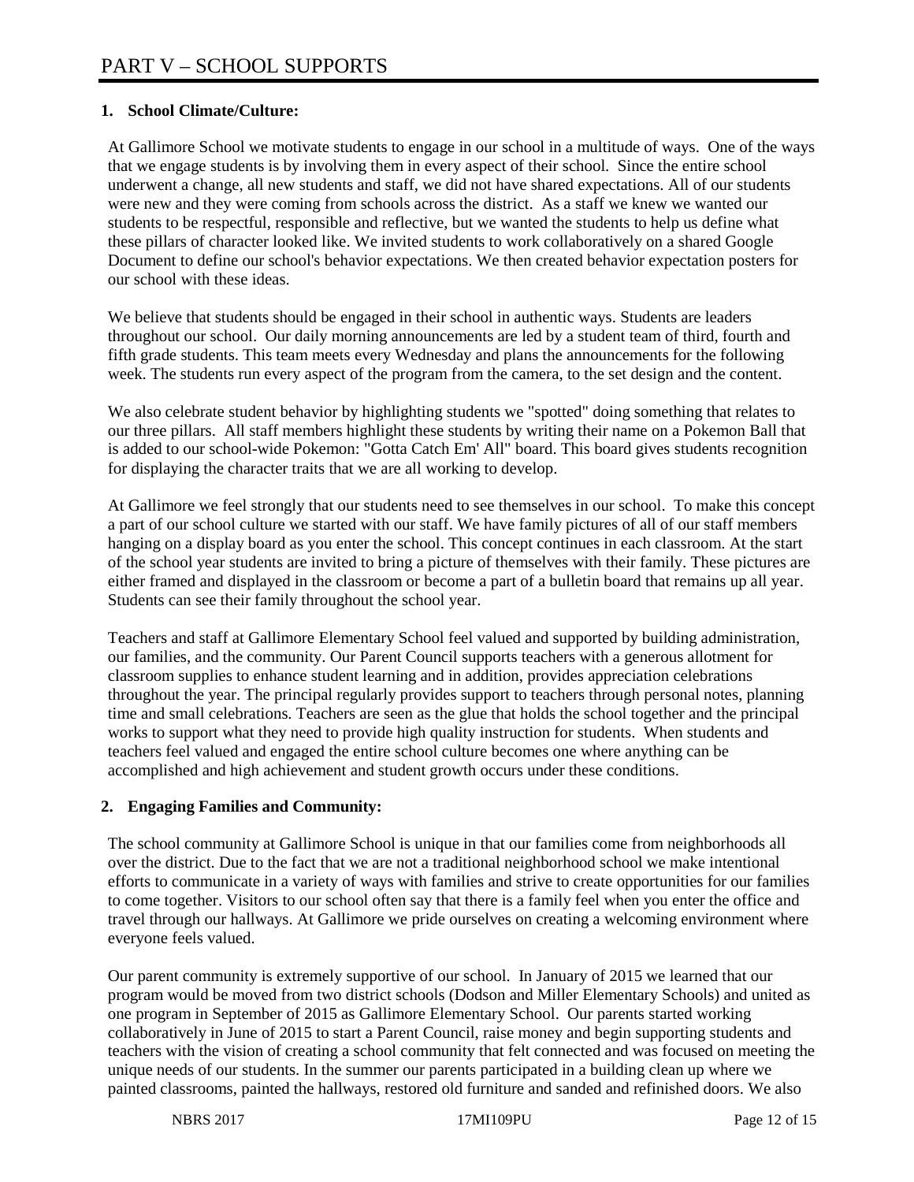# PART V – SCHOOL SUPPORTS

**1. School Climate/Culture:**

At Gallimore School we motivate students to engage in our school in a multitude of ways. One of the ways that we engage students is by involving them in every aspect of their school. Since the entire school underwent a change, all new students and staff, we did not have shared expectations. All of our students were new and they were coming from schools across the district. As a staff we knew we wanted our students to be respectful, responsible and reflective, but we wanted the students to help us define what these pillars of character looked like. We invited students to work collaboratively on a shared Google Document to define our school's behavior expectations. We then created behavior expectation posters for our school with these ideas.

We believe that students should be engaged in their school in authentic ways. Students are leaders throughout our school. Our daily morning announcements are led by a student team of third, fourth and fifth grade students. This team meets every Wednesday and plans the announcements for the following week. The students run every aspect of the program from the camera, to the set design and the content.

We also celebrate student behavior by highlighting students we "spotted" doing something that relates to our three pillars. All staff members highlight these students by writing their name on a Pokemon Ball that is added to our school-wide Pokemon: "Gotta Catch Em' All" board. This board gives students recognition for displaying the character traits that we are all working to develop.

At Gallimore we feel strongly that our students need to see themselves in our school. To make this concept a part of our school culture we started with our staff. We have family pictures of all of our staff members hanging on a display board as you enter the school. This concept continues in each classroom. At the start of the school year students are invited to bring a picture of themselves with their family. These pictures are either framed and displayed in the classroom or become a part of a bulletin board that remains up all year. Students can see their family throughout the school year.

Teachers and staff at Gallimore Elementary School feel valued and supported by building administration, our families, and the community. Our Parent Council supports teachers with a generous allotment for classroom supplies to enhance student learning and in addition, provides appreciation celebrations throughout the year. The principal regularly provides support to teachers through personal notes, planning time and small celebrations. Teachers are seen as the glue that holds the school together and the principal works to support what they need to provide high quality instruction for students. When students and teachers feel valued and engaged the entire school culture becomes one where anything can be accomplished and high achievement and student growth occurs under these conditions.

**2. Engaging Families and Community:**

The school community at Gallimore School is unique in that our families come from neighborhoods all over the district. Due to the fact that we are not a traditional neighborhood school we make intentional efforts to communicate in a variety of ways with families and strive to create opportunities for our families to come together. Visitors to our school often say that there is a family feel when you enter the office and travel through our hallways. At Gallimore we pride ourselves on creating a welcoming environment where everyone feels valued.

Our parent community is extremely supportive of our school. In January of 2015 we learned that our program would be moved from two district schools (Dodson and Miller Elementary Schools) and united as one program in September of 2015 as Gallimore Elementary School. Our parents started working collaboratively in June of 2015 to start a Parent Council, raise money and begin supporting students and teachers with the vision of creating a school community that felt connected and was focused on meeting the unique needs of our students. In the summer our parents participated in a building clean up where we painted classrooms, painted the hallways, restored old furniture and sanded and refinished doors. We also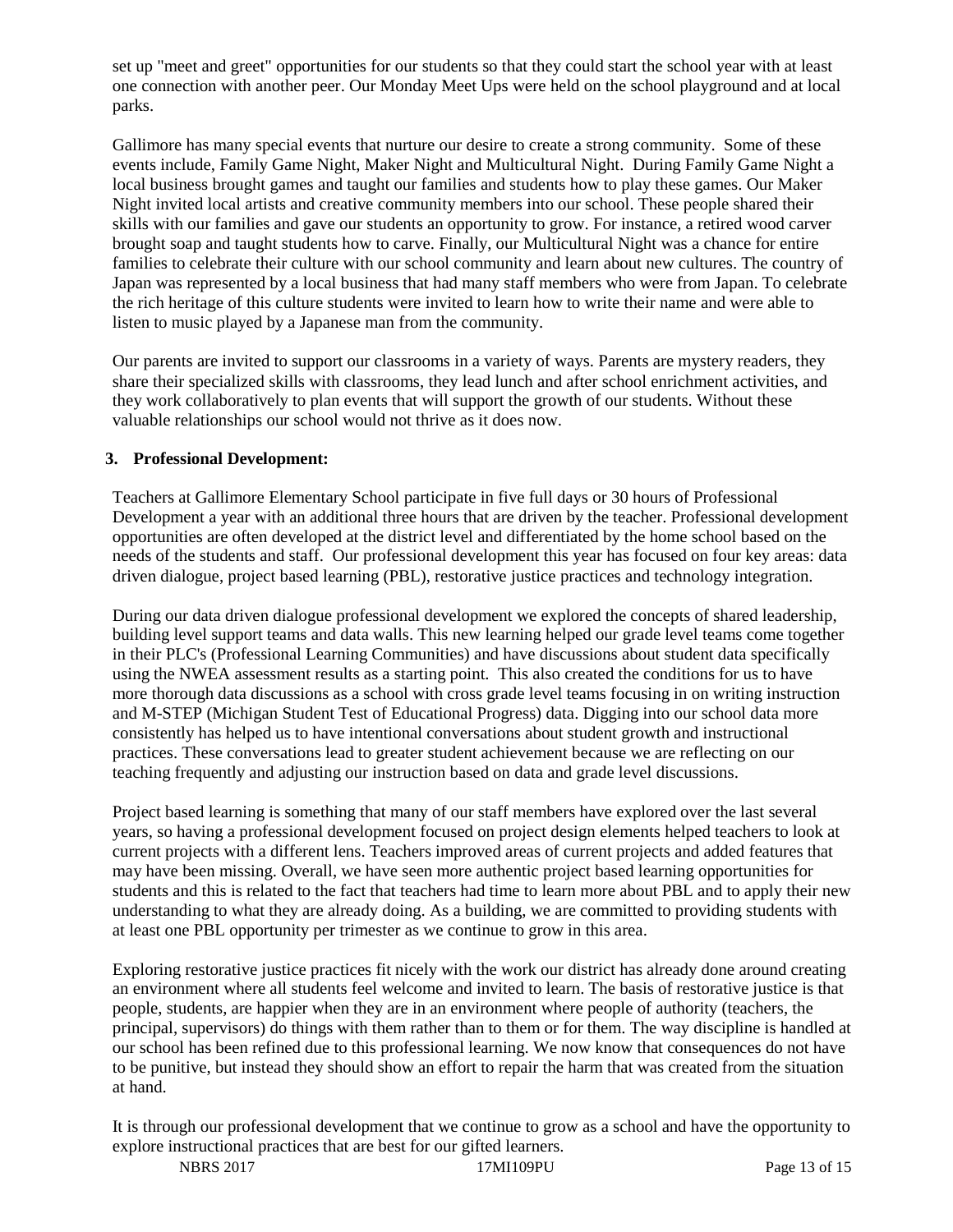set up "meet and greet" opportunities for our students so that they could start the school year with at least one connection with another peer. Our Monday Meet Ups were held on the school playground and at local parks.

Gallimore has many special events that nurture our desire to create a strong community. Some of these events include, Family Game Night, Maker Night and Multicultural Night. During Family Game Night a local business brought games and taught our families and students how to play these games. Our Maker Night invited local artists and creative community members into our school. These people shared their skills with our families and gave our students an opportunity to grow. For instance, a retired wood carver brought soap and taught students how to carve. Finally, our Multicultural Night was a chance for entire families to celebrate their culture with our school community and learn about new cultures. The country of Japan was represented by a local business that had many staff members who were from Japan. To celebrate the rich heritage of this culture students were invited to learn how to write their name and were able to listen to music played by a Japanese man from the community.

Our parents are invited to support our classrooms in a variety of ways. Parents are mystery readers, they share their specialized skills with classrooms, they lead lunch and after school enrichment activities, and they work collaboratively to plan events that will support the growth of our students. Without these valuable relationships our school would not thrive as it does now.

**3. Professional Development:**

Teachers at Gallimore Elementary School participate in five full days or 30 hours of Professional Development a year with an additional three hours that are driven by the teacher. Professional development opportunities are often developed at the district level and differentiated by the home school based on the needs of the students and staff. Our professional development this year has focused on four key areas: data driven dialogue, project based learning (PBL), restorative justice practices and technology integration.

During our data driven dialogue professional development we explored the concepts of shared leadership, building level support teams and data walls. This new learning helped our grade level teams come together in their PLC's (Professional Learning Communities) and have discussions about student data specifically using the NWEA assessment results as a starting point. This also created the conditions for us to have more thorough data discussions as a school with cross grade level teams focusing in on writing instruction and M-STEP (Michigan Student Test of Educational Progress) data. Digging into our school data more consistently has helped us to have intentional conversations about student growth and instructional practices. These conversations lead to greater student achievement because we are reflecting on our teaching frequently and adjusting our instruction based on data and grade level discussions.

Project based learning is something that many of our staff members have explored over the last several years, so having a professional development focused on project design elements helped teachers to look at current projects with a different lens. Teachers improved areas of current projects and added features that may have been missing. Overall, we have seen more authentic project based learning opportunities for students and this is related to the fact that teachers had time to learn more about PBL and to apply their new understanding to what they are already doing. As a building, we are committed to providing students with at least one PBL opportunity per trimester as we continue to grow in this area.

Exploring restorative justice practices fit nicely with the work our district has already done around creating an environment where all students feel welcome and invited to learn. The basis of restorative justice is that people, students, are happier when they are in an environment where people of authority (teachers, the principal, supervisors) do things with them rather than to them or for them. The way discipline is handled at our school has been refined due to this professional learning. We now know that consequences do not have to be punitive, but instead they should show an effort to repair the harm that was created from the situation at hand.

It is through our professional development that we continue to grow as a school and have the opportunity to explore instructional practices that are best for our gifted learners.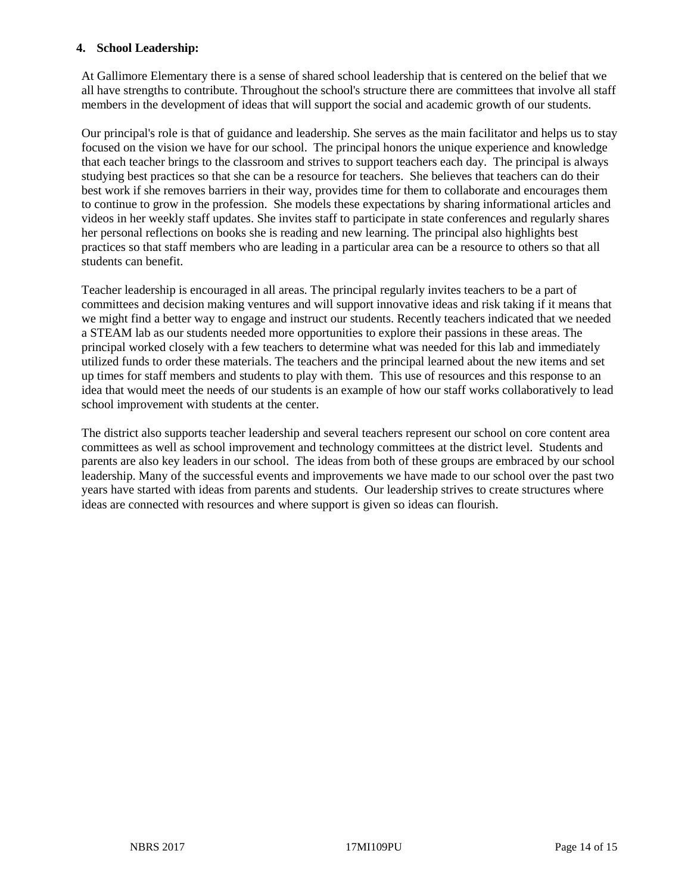**4. School Leadership:**

At Gallimore Elementary there is a sense of shared school leadership that is centered on the belief that we all have strengths to contribute. Throughout the school's structure there are committees that involve all staff members in the development of ideas that will support the social and academic growth of our students.

Our principal's role is that of guidance and leadership. She serves as the main facilitator and helps us to stay focused on the vision we have for our school. The principal honors the unique experience and knowledge that each teacher brings to the classroom and strives to support teachers each day. The principal is always studying best practices so that she can be a resource for teachers. She believes that teachers can do their best work if she removes barriers in their way, provides time for them to collaborate and encourages them to continue to grow in the profession. She models these expectations by sharing informational articles and videos in her weekly staff updates. She invites staff to participate in state conferences and regularly shares her personal reflections on books she is reading and new learning. The principal also highlights best practices so that staff members who are leading in a particular area can be a resource to others so that all students can benefit.

Teacher leadership is encouraged in all areas. The principal regularly invites teachers to be a part of committees and decision making ventures and will support innovative ideas and risk taking if it means that we might find a better way to engage and instruct our students. Recently teachers indicated that we needed a STEAM lab as our students needed more opportunities to explore their passions in these areas. The principal worked closely with a few teachers to determine what was needed for this lab and immediately utilized funds to order these materials. The teachers and the principal learned about the new items and set up times for staff members and students to play with them. This use of resources and this response to an idea that would meet the needs of our students is an example of how our staff works collaboratively to lead school improvement with students at the center.

The district also supports teacher leadership and several teachers represent our school on core content area committees as well as school improvement and technology committees at the district level. Students and parents are also key leaders in our school. The ideas from both of these groups are embraced by our school leadership. Many of the successful events and improvements we have made to our school over the past two years have started with ideas from parents and students. Our leadership strives to create structures where ideas are connected with resources and where support is given so ideas can flourish.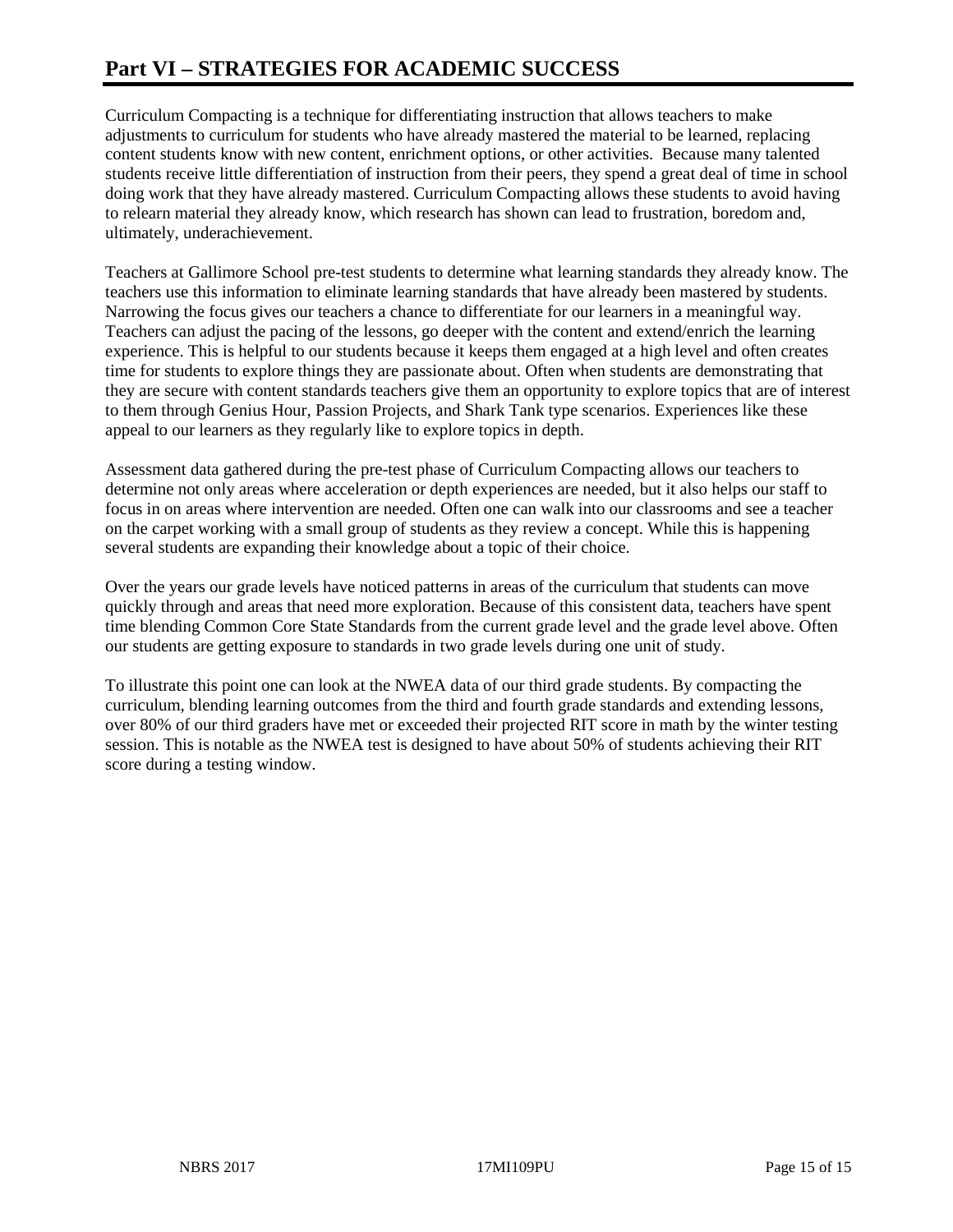# Part VI – STRATEGIES FOR ACADEMIC SUCCESS

Curriculum Compacting is a technique for differentiating instruction that allows teachers to make adjustments to curriculum for students who have already mastered the material to be learned, replacing content students know with new content, enrichment options, or other activities. Because many talented students receive little differentiation of instruction from their peers, they spend a great deal of time in school doing work that they have already mastered. Curriculum Compacting allows these students to avoid having to relearn material they already know, which research has shown can lead to frustration, boredom and, ultimately, underachievement.

Teachers at Gallimore School pre-test students to determine what learning standards they already know. The teachers use this information to eliminate learning standards that have already been mastered by students. Narrowing the focus gives our teachers a chance to differentiate for our learners in a meaningful way. Teachers can adjust the pacing of the lessons, go deeper with the content and extend/enrich the learning experience. This is helpful to our students because it keeps them engaged at a high level and often creates time for students to explore things they are passionate about. Often when students are demonstrating that they are secure with content standards teachers give them an opportunity to explore topics that are of interest to them through Genius Hour, Passion Projects, and Shark Tank type scenarios. Experiences like these appeal to our learners as they regularly like to explore topics in depth.

Assessment data gathered during the pre-test phase of Curriculum Compacting allows our teachers to determine not only areas where acceleration or depth experiences are needed, but it also helps our staff to focus in on areas where intervention are needed. Often one can walk into our classrooms and see a teacher on the carpet working with a small group of students as they review a concept. While this is happening several students are expanding their knowledge about a topic of their choice.

Over the years our grade levels have noticed patterns in areas of the curriculum that students can move quickly through and areas that need more exploration. Because of this consistent data, teachers have spent time blending Common Core State Standards from the current grade level and the grade level above. Often our students are getting exposure to standards in two grade levels during one unit of study.

To illustrate this point one can look at the NWEA data of our third grade students. By compacting the curriculum, blending learning outcomes from the third and fourth grade standards and extending lessons, over 80% of our third graders have met or exceeded their projected RIT score in math by the winter testing session. This is notable as the NWEA test is designed to have about 50% of students achieving their RIT score during a testing window.